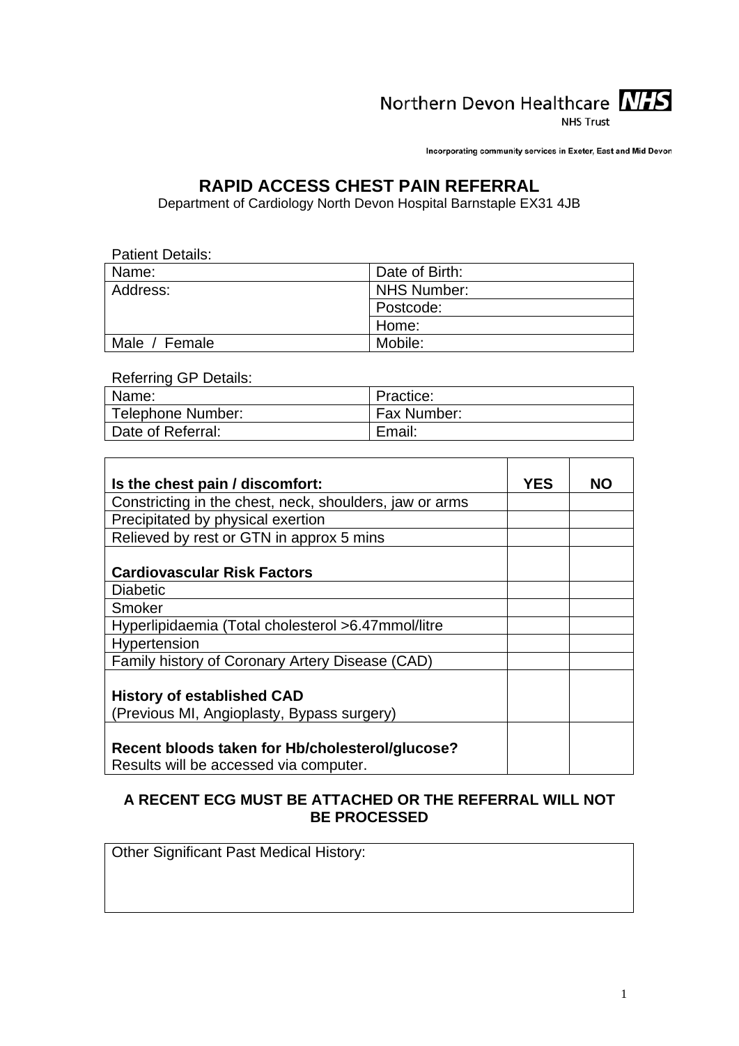Northern Devon Healthcare NHS

NHS Trust

Incorporating community services in Exeter, East and Mid Devon

# RAPID ACCESS CHEST PAIN REFERRAL

Department of Cardiology North Devon Hospital Barnstaple EX31 4JB

Patient Details:

| Name: | Date of Birth: |
|---|---|
| Address: | NHS Number: |
| | Postcode: |
| | Home: |
| Male / Female | Mobile: |

Referring GP Details:

| Name: | Practice: |
|---|---|
| Telephone Number: | Fax Number: |
| Date of Referral: | Email: |

| **Is the chest pain / discomfort:** | **YES** | **NO** |
|---|---|---|
| Constricting in the chest, neck, shoulders, jaw or arms | | |
| Precipitated by physical exertion | | |
| Relieved by rest or GTN in approx 5 mins | | |
| **Cardiovascular Risk Factors** | | |
| Diabetic | | |
| Smoker | | |
| Hyperlipidaemia (Total cholesterol >6.47mmol/litre | | |
| Hypertension | | |
| Family history of Coronary Artery Disease (CAD) | | |
| **History of established CAD** (Previous MI, Angioplasty, Bypass surgery) | | |
| **Recent bloods taken for Hb/cholesterol/glucose?** Results will be accessed via computer. | | |

**A RECENT ECG MUST BE ATTACHED OR THE REFERRAL WILL NOT BE PROCESSED**

| Other Significant Past Medical History: |
|---|
| |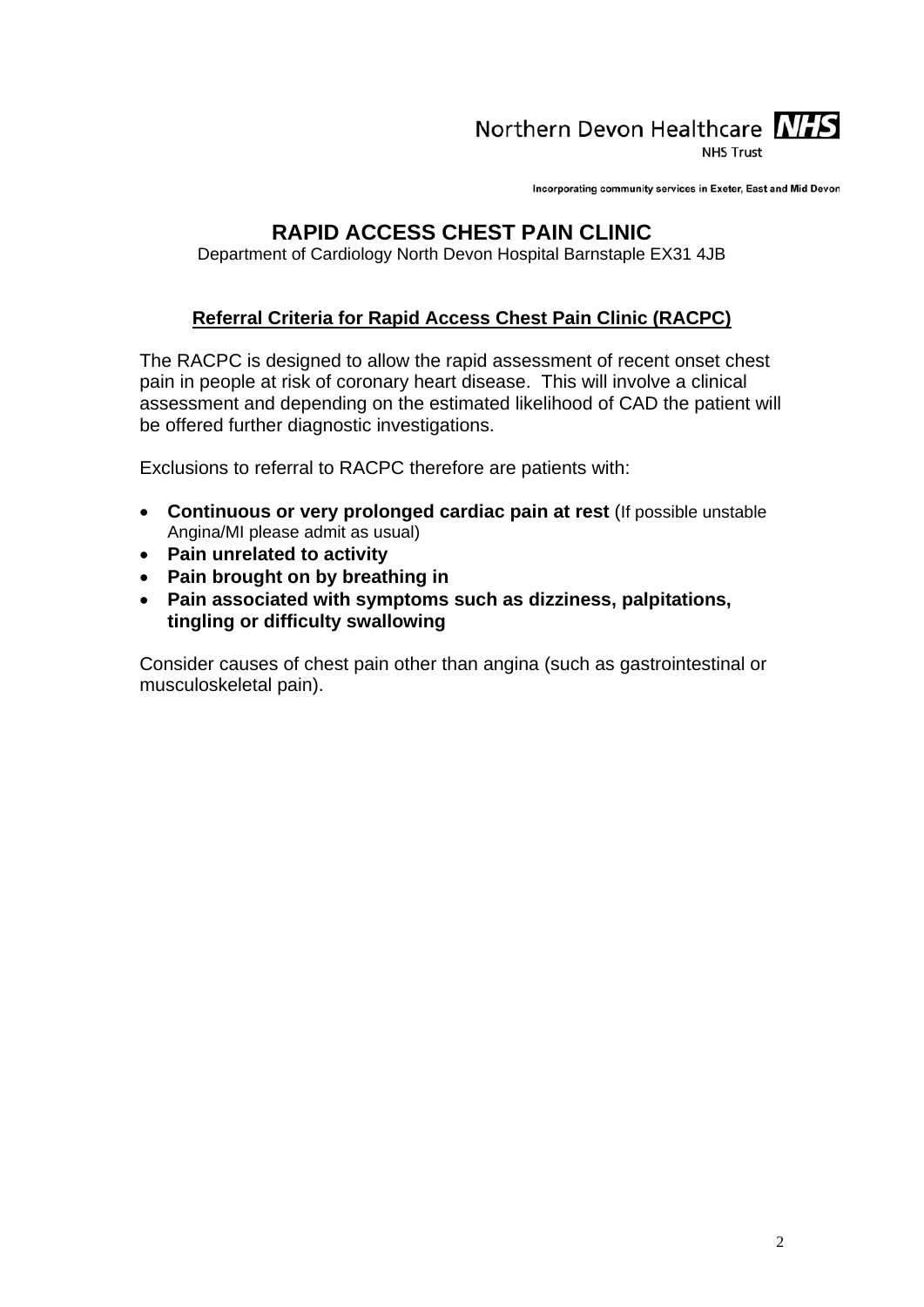Northern Devon Healthcare **NHS**
NHS Trust

Incorporating community services in Exeter, East and Mid Devon

# RAPID ACCESS CHEST PAIN CLINIC

Department of Cardiology North Devon Hospital Barnstaple EX31 4JB

## **Referral Criteria for Rapid Access Chest Pain Clinic (RACPC)**

The RACPC is designed to allow the rapid assessment of recent onset chest pain in people at risk of coronary heart disease. This will involve a clinical assessment and depending on the estimated likelihood of CAD the patient will be offered further diagnostic investigations.

Exclusions to referral to RACPC therefore are patients with:

- **Continuous or very prolonged cardiac pain at rest** (If possible unstable Angina/MI please admit as usual)
- **Pain unrelated to activity**
- **Pain brought on by breathing in**
- **Pain associated with symptoms such as dizziness, palpitations, tingling or difficulty swallowing**

Consider causes of chest pain other than angina (such as gastrointestinal or musculoskeletal pain).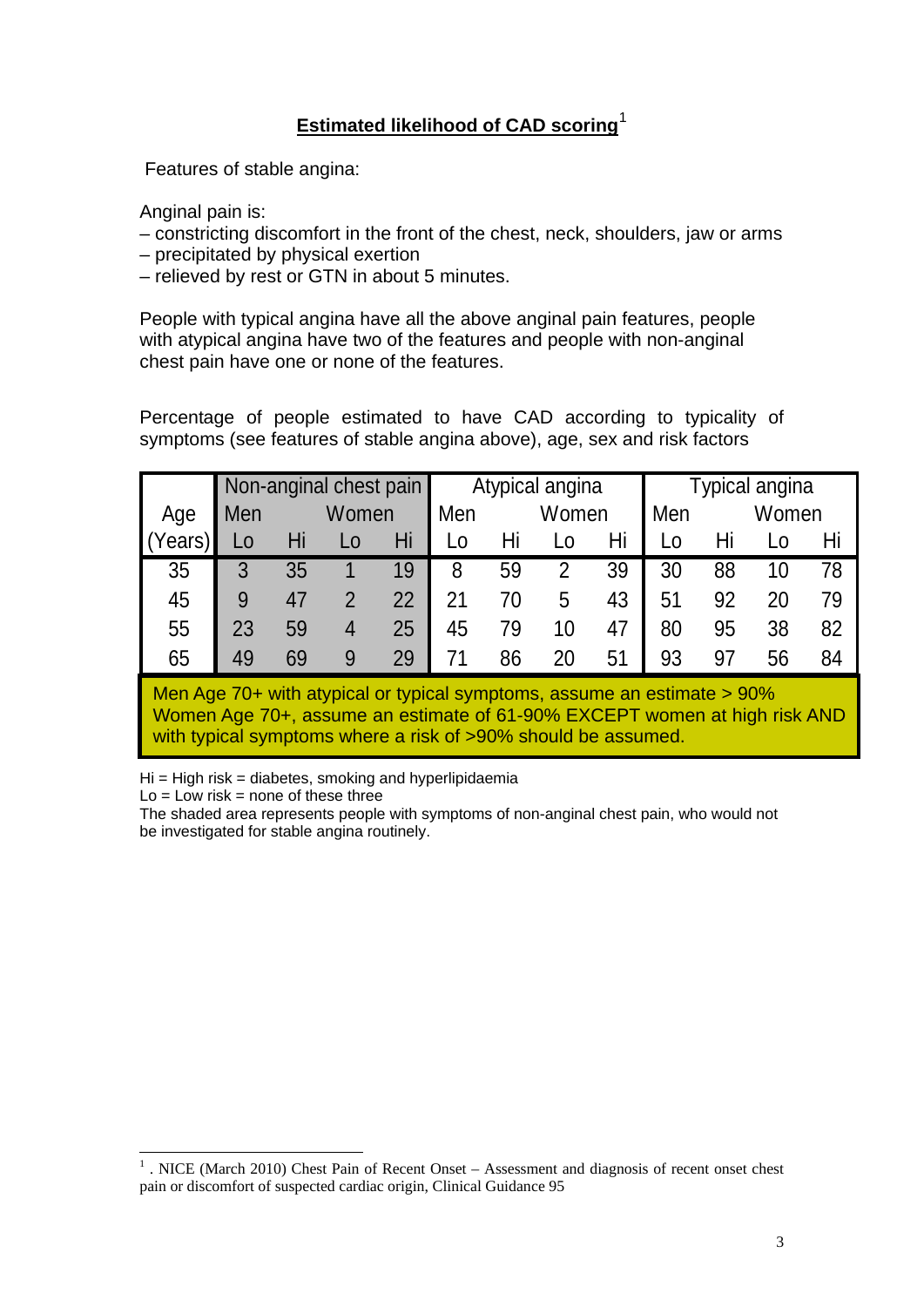## **Estimated likelihood of CAD scoring**[1]

Features of stable angina:

Anginal pain is:

– constricting discomfort in the front of the chest, neck, shoulders, jaw or arms
– precipitated by physical exertion
– relieved by rest or GTN in about 5 minutes.

People with typical angina have all the above anginal pain features, people with atypical angina have two of the features and people with non-anginal chest pain have one or none of the features.

Percentage of people estimated to have CAD according to typicality of symptoms (see features of stable angina above), age, sex and risk factors

| | Non-anginal chest pain | | | | Atypical angina | | | | Typical angina | | | |
|---|---|---|---|---|---|---|---|---|---|---|---|---|
| Age | Men | | Women | | Men | | Women | | Men | | Women | |
| (Years) | Lo | Hi | Lo | Hi | Lo | Hi | Lo | Hi | Lo | Hi | Lo | Hi |
| 35 | 3 | 35 | 1 | 19 | 8 | 59 | 2 | 39 | 30 | 88 | 10 | 78 |
| 45 | 9 | 47 | 2 | 22 | 21 | 70 | 5 | 43 | 51 | 92 | 20 | 79 |
| 55 | 23 | 59 | 4 | 25 | 45 | 79 | 10 | 47 | 80 | 95 | 38 | 82 |
| 65 | 49 | 69 | 9 | 29 | 71 | 86 | 20 | 51 | 93 | 97 | 56 | 84 |

Men Age 70+ with atypical or typical symptoms, assume an estimate > 90%
Women Age 70+, assume an estimate of 61-90% EXCEPT women at high risk AND with typical symptoms where a risk of >90% should be assumed.

Hi = High risk = diabetes, smoking and hyperlipidaemia
Lo = Low risk = none of these three
The shaded area represents people with symptoms of non-anginal chest pain, who would not be investigated for stable angina routinely.

[1] . NICE (March 2010) Chest Pain of Recent Onset – Assessment and diagnosis of recent onset chest pain or discomfort of suspected cardiac origin, Clinical Guidance 95